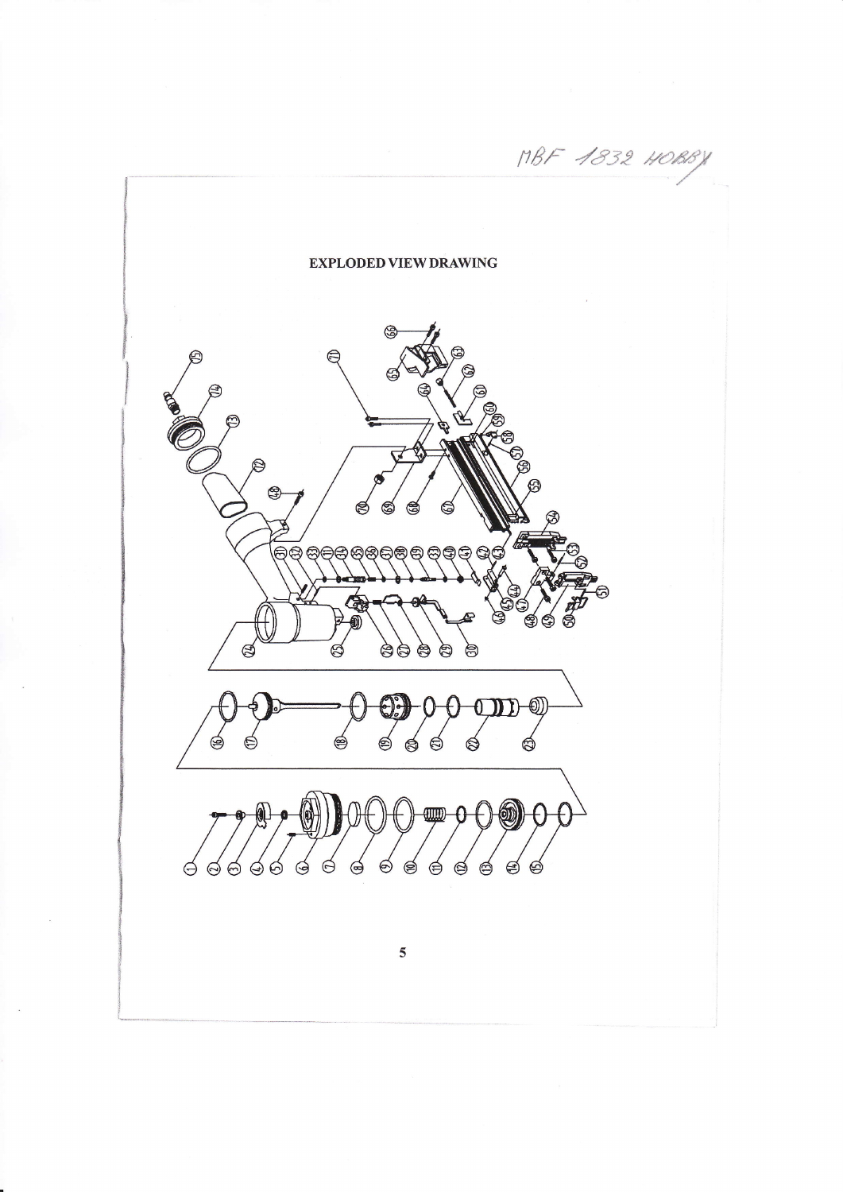MBF 1832 HOBBY

## EXPLODED VIEW DRAWING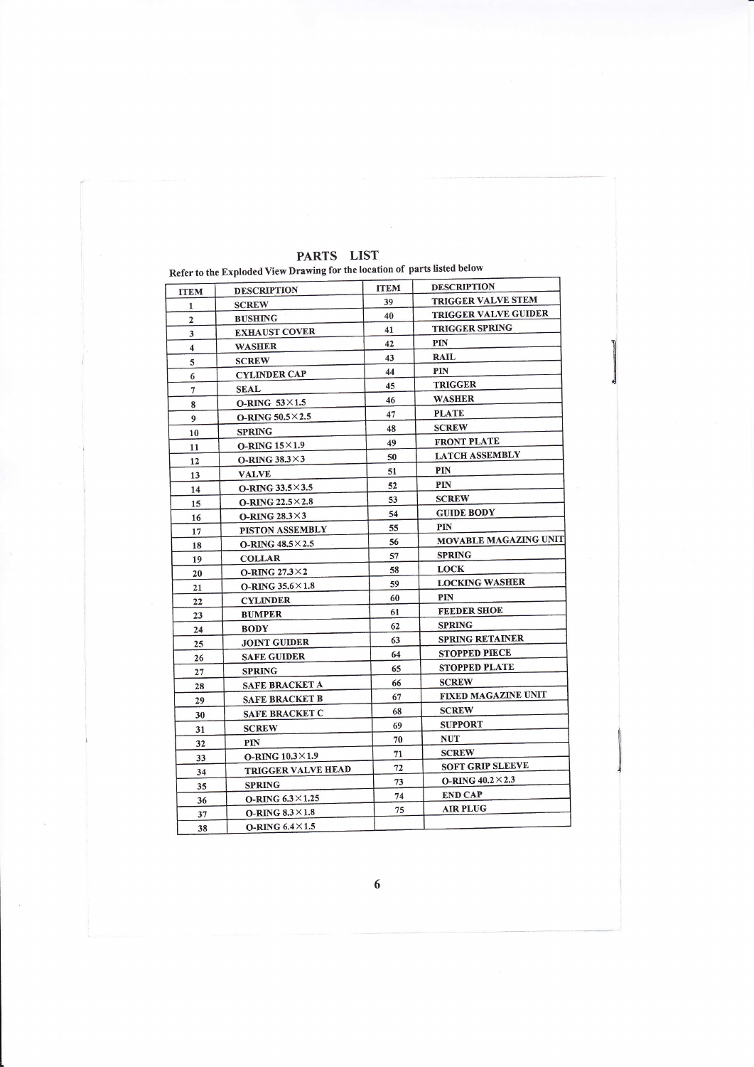# PARTS LIST

Refer to the Exploded View Drawing for the location of parts listed below

| ITEM | DESCRIPTION | ITEM | DESCRIPTION |
|---|---|---|---|
| 1 | SCREW | 39 | TRIGGER VALVE STEM |
| 2 | BUSHING | 40 | TRIGGER VALVE GUIDER |
| 3 | EXHAUST COVER | 41 | TRIGGER SPRING |
| 4 | WASHER | 42 | PIN |
| 5 | SCREW | 43 | RAIL |
| 6 | CYLINDER CAP | 44 | PIN |
| 7 | SEAL | 45 | TRIGGER |
| 8 | O-RING 53×1.5 | 46 | WASHER |
| 9 | O-RING 50.5×2.5 | 47 | PLATE |
| 10 | SPRING | 48 | SCREW |
| 11 | O-RING 15×1.9 | 49 | FRONT PLATE |
| 12 | O-RING 38.3×3 | 50 | LATCH ASSEMBLY |
| 13 | VALVE | 51 | PIN |
| 14 | O-RING 33.5×3.5 | 52 | PIN |
| 15 | O-RING 22.5×2.8 | 53 | SCREW |
| 16 | O-RING 28.3×3 | 54 | GUIDE BODY |
| 17 | PISTON ASSEMBLY | 55 | PIN |
| 18 | O-RING 48.5×2.5 | 56 | MOVABLE MAGAZING UNIT |
| 19 | COLLAR | 57 | SPRING |
| 20 | O-RING 27.3×2 | 58 | LOCK |
| 21 | O-RING 35.6×1.8 | 59 | LOCKING WASHER |
| 22 | CYLINDER | 60 | PIN |
| 23 | BUMPER | 61 | FEEDER SHOE |
| 24 | BODY | 62 | SPRING |
| 25 | JOINT GUIDER | 63 | SPRING RETAINER |
| 26 | SAFE GUIDER | 64 | STOPPED PIECE |
| 27 | SPRING | 65 | STOPPED PLATE |
| 28 | SAFE BRACKET A | 66 | SCREW |
| 29 | SAFE BRACKET B | 67 | FIXED MAGAZINE UNIT |
| 30 | SAFE BRACKET C | 68 | SCREW |
| 31 | SCREW | 69 | SUPPORT |
| 32 | PIN | 70 | NUT |
| 33 | O-RING 10.3×1.9 | 71 | SCREW |
| 34 | TRIGGER VALVE HEAD | 72 | SOFT GRIP SLEEVE |
| 35 | SPRING | 73 | O-RING 40.2×2.3 |
| 36 | O-RING 6.3×1.25 | 74 | END CAP |
| 37 | O-RING 8.3×1.8 | 75 | AIR PLUG |
| 38 | O-RING 6.4×1.5 | | |